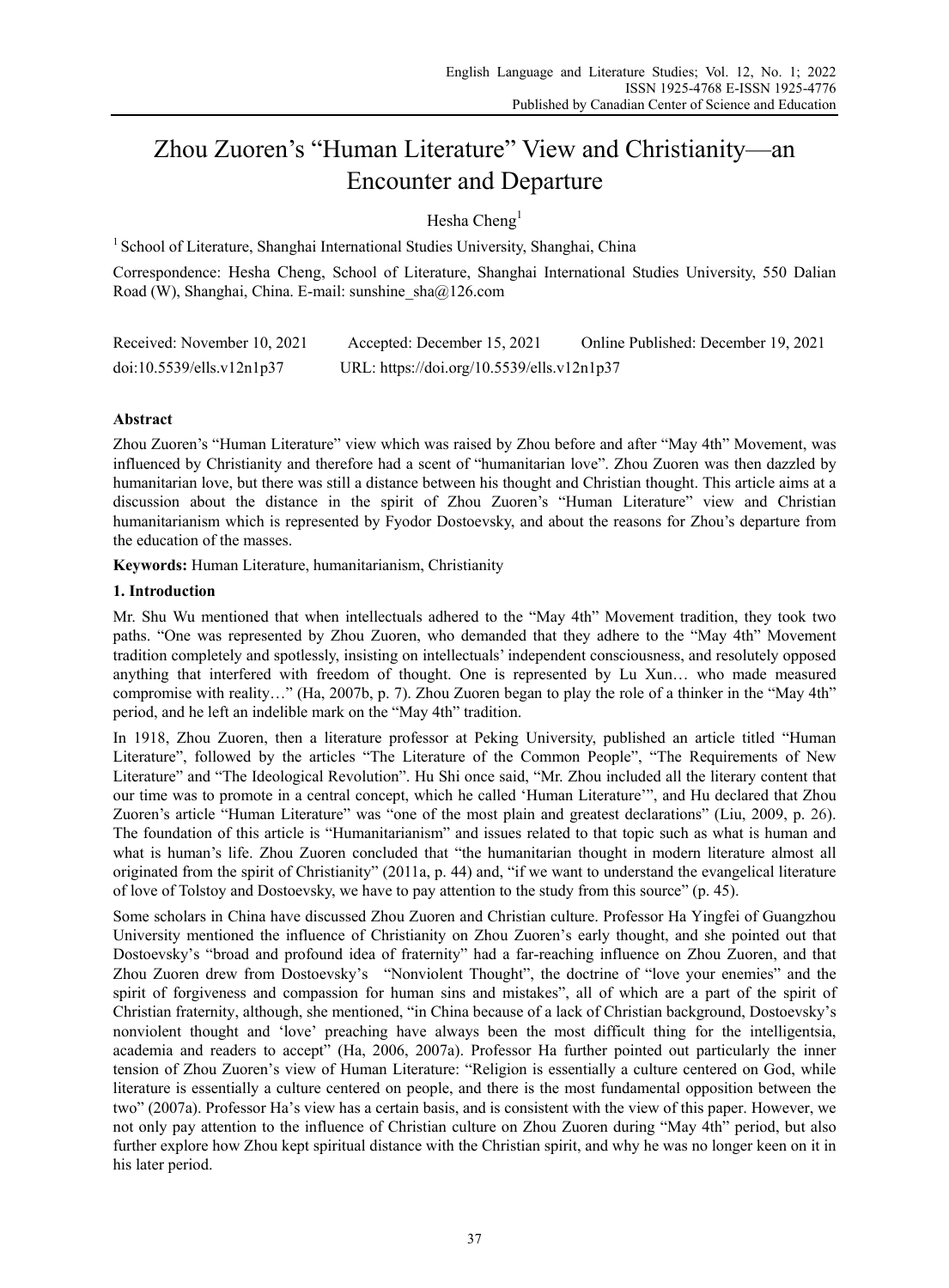# Zhou Zuoren's "Human Literature" View and Christianity—an Encounter and Departure

Hesha Cheng[1]

[1] School of Literature, Shanghai International Studies University, Shanghai, China

Correspondence: Hesha Cheng, School of Literature, Shanghai International Studies University, 550 Dalian Road (W), Shanghai, China. E-mail: sunshine_sha@126.com

Received: November 10, 2021 Accepted: December 15, 2021 Online Published: December 19, 2021

doi:10.5539/ells.v12n1p37 URL: https://doi.org/10.5539/ells.v12n1p37

## Abstract

Zhou Zuoren's "Human Literature" view which was raised by Zhou before and after "May 4th" Movement, was influenced by Christianity and therefore had a scent of "humanitarian love". Zhou Zuoren was then dazzled by humanitarian love, but there was still a distance between his thought and Christian thought. This article aims at a discussion about the distance in the spirit of Zhou Zuoren's "Human Literature" view and Christian humanitarianism which is represented by Fyodor Dostoevsky, and about the reasons for Zhou's departure from the education of the masses.

**Keywords:** Human Literature, humanitarianism, Christianity

## 1. Introduction

Mr. Shu Wu mentioned that when intellectuals adhered to the "May 4th" Movement tradition, they took two paths. "One was represented by Zhou Zuoren, who demanded that they adhere to the "May 4th" Movement tradition completely and spotlessly, insisting on intellectuals' independent consciousness, and resolutely opposed anything that interfered with freedom of thought. One is represented by Lu Xun… who made measured compromise with reality…" (Ha, 2007b, p. 7). Zhou Zuoren began to play the role of a thinker in the "May 4th" period, and he left an indelible mark on the "May 4th" tradition.

In 1918, Zhou Zuoren, then a literature professor at Peking University, published an article titled "Human Literature", followed by the articles "The Literature of the Common People", "The Requirements of New Literature" and "The Ideological Revolution". Hu Shi once said, "Mr. Zhou included all the literary content that our time was to promote in a central concept, which he called 'Human Literature'", and Hu declared that Zhou Zuoren's article "Human Literature" was "one of the most plain and greatest declarations" (Liu, 2009, p. 26). The foundation of this article is "Humanitarianism" and issues related to that topic such as what is human and what is human's life. Zhou Zuoren concluded that "the humanitarian thought in modern literature almost all originated from the spirit of Christianity" (2011a, p. 44) and, "if we want to understand the evangelical literature of love of Tolstoy and Dostoevsky, we have to pay attention to the study from this source" (p. 45).

Some scholars in China have discussed Zhou Zuoren and Christian culture. Professor Ha Yingfei of Guangzhou University mentioned the influence of Christianity on Zhou Zuoren's early thought, and she pointed out that Dostoevsky's "broad and profound idea of fraternity" had a far-reaching influence on Zhou Zuoren, and that Zhou Zuoren drew from Dostoevsky's "Nonviolent Thought", the doctrine of "love your enemies" and the spirit of forgiveness and compassion for human sins and mistakes", all of which are a part of the spirit of Christian fraternity, although, she mentioned, "in China because of a lack of Christian background, Dostoevsky's nonviolent thought and 'love' preaching have always been the most difficult thing for the intelligentsia, academia and readers to accept" (Ha, 2006, 2007a). Professor Ha further pointed out particularly the inner tension of Zhou Zuoren's view of Human Literature: "Religion is essentially a culture centered on God, while literature is essentially a culture centered on people, and there is the most fundamental opposition between the two" (2007a). Professor Ha's view has a certain basis, and is consistent with the view of this paper. However, we not only pay attention to the influence of Christian culture on Zhou Zuoren during "May 4th" period, but also further explore how Zhou kept spiritual distance with the Christian spirit, and why he was no longer keen on it in his later period.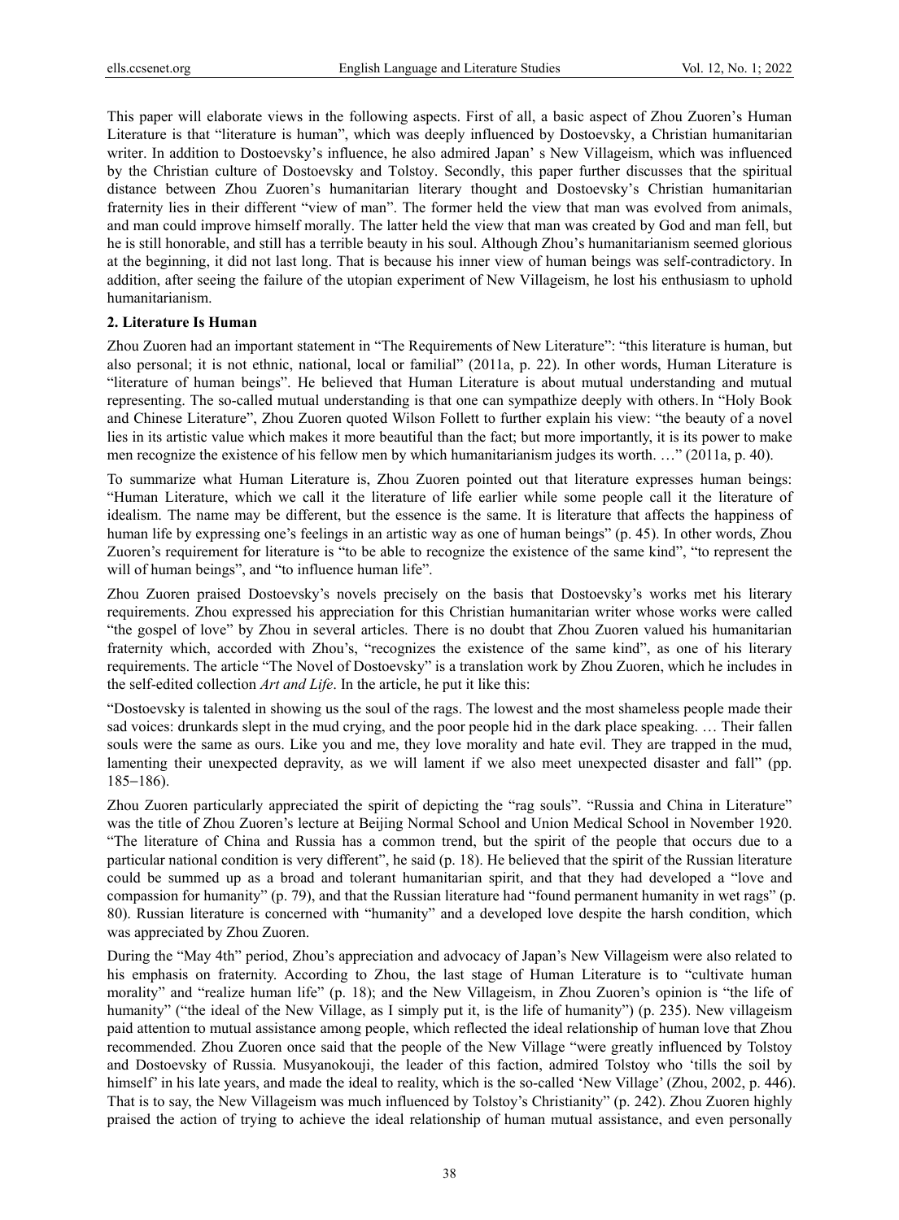This paper will elaborate views in the following aspects. First of all, a basic aspect of Zhou Zuoren's Human Literature is that "literature is human", which was deeply influenced by Dostoevsky, a Christian humanitarian writer. In addition to Dostoevsky's influence, he also admired Japan' s New Villageism, which was influenced by the Christian culture of Dostoevsky and Tolstoy. Secondly, this paper further discusses that the spiritual distance between Zhou Zuoren's humanitarian literary thought and Dostoevsky's Christian humanitarian fraternity lies in their different "view of man". The former held the view that man was evolved from animals, and man could improve himself morally. The latter held the view that man was created by God and man fell, but he is still honorable, and still has a terrible beauty in his soul. Although Zhou's humanitarianism seemed glorious at the beginning, it did not last long. That is because his inner view of human beings was self-contradictory. In addition, after seeing the failure of the utopian experiment of New Villageism, he lost his enthusiasm to uphold humanitarianism.

## 2. Literature Is Human

Zhou Zuoren had an important statement in "The Requirements of New Literature": "this literature is human, but also personal; it is not ethnic, national, local or familial" (2011a, p. 22). In other words, Human Literature is "literature of human beings". He believed that Human Literature is about mutual understanding and mutual representing. The so-called mutual understanding is that one can sympathize deeply with others. In "Holy Book and Chinese Literature", Zhou Zuoren quoted Wilson Follett to further explain his view: "the beauty of a novel lies in its artistic value which makes it more beautiful than the fact; but more importantly, it is its power to make men recognize the existence of his fellow men by which humanitarianism judges its worth. …" (2011a, p. 40).

To summarize what Human Literature is, Zhou Zuoren pointed out that literature expresses human beings: "Human Literature, which we call it the literature of life earlier while some people call it the literature of idealism. The name may be different, but the essence is the same. It is literature that affects the happiness of human life by expressing one's feelings in an artistic way as one of human beings" (p. 45). In other words, Zhou Zuoren's requirement for literature is "to be able to recognize the existence of the same kind", "to represent the will of human beings", and "to influence human life".

Zhou Zuoren praised Dostoevsky's novels precisely on the basis that Dostoevsky's works met his literary requirements. Zhou expressed his appreciation for this Christian humanitarian writer whose works were called "the gospel of love" by Zhou in several articles. There is no doubt that Zhou Zuoren valued his humanitarian fraternity which, accorded with Zhou's, "recognizes the existence of the same kind", as one of his literary requirements. The article "The Novel of Dostoevsky" is a translation work by Zhou Zuoren, which he includes in the self-edited collection *Art and Life*. In the article, he put it like this:

"Dostoevsky is talented in showing us the soul of the rags. The lowest and the most shameless people made their sad voices: drunkards slept in the mud crying, and the poor people hid in the dark place speaking. … Their fallen souls were the same as ours. Like you and me, they love morality and hate evil. They are trapped in the mud, lamenting their unexpected depravity, as we will lament if we also meet unexpected disaster and fall" (pp. 185−186).

Zhou Zuoren particularly appreciated the spirit of depicting the "rag souls". "Russia and China in Literature" was the title of Zhou Zuoren's lecture at Beijing Normal School and Union Medical School in November 1920. "The literature of China and Russia has a common trend, but the spirit of the people that occurs due to a particular national condition is very different", he said (p. 18). He believed that the spirit of the Russian literature could be summed up as a broad and tolerant humanitarian spirit, and that they had developed a "love and compassion for humanity" (p. 79), and that the Russian literature had "found permanent humanity in wet rags" (p. 80). Russian literature is concerned with "humanity" and a developed love despite the harsh condition, which was appreciated by Zhou Zuoren.

During the "May 4th" period, Zhou's appreciation and advocacy of Japan's New Villageism were also related to his emphasis on fraternity. According to Zhou, the last stage of Human Literature is to "cultivate human morality" and "realize human life" (p. 18); and the New Villageism, in Zhou Zuoren's opinion is "the life of humanity" ("the ideal of the New Village, as I simply put it, is the life of humanity") (p. 235). New villageism paid attention to mutual assistance among people, which reflected the ideal relationship of human love that Zhou recommended. Zhou Zuoren once said that the people of the New Village "were greatly influenced by Tolstoy and Dostoevsky of Russia. Musyanokouji, the leader of this faction, admired Tolstoy who 'tills the soil by himself' in his late years, and made the ideal to reality, which is the so-called 'New Village' (Zhou, 2002, p. 446). That is to say, the New Villageism was much influenced by Tolstoy's Christianity" (p. 242). Zhou Zuoren highly praised the action of trying to achieve the ideal relationship of human mutual assistance, and even personally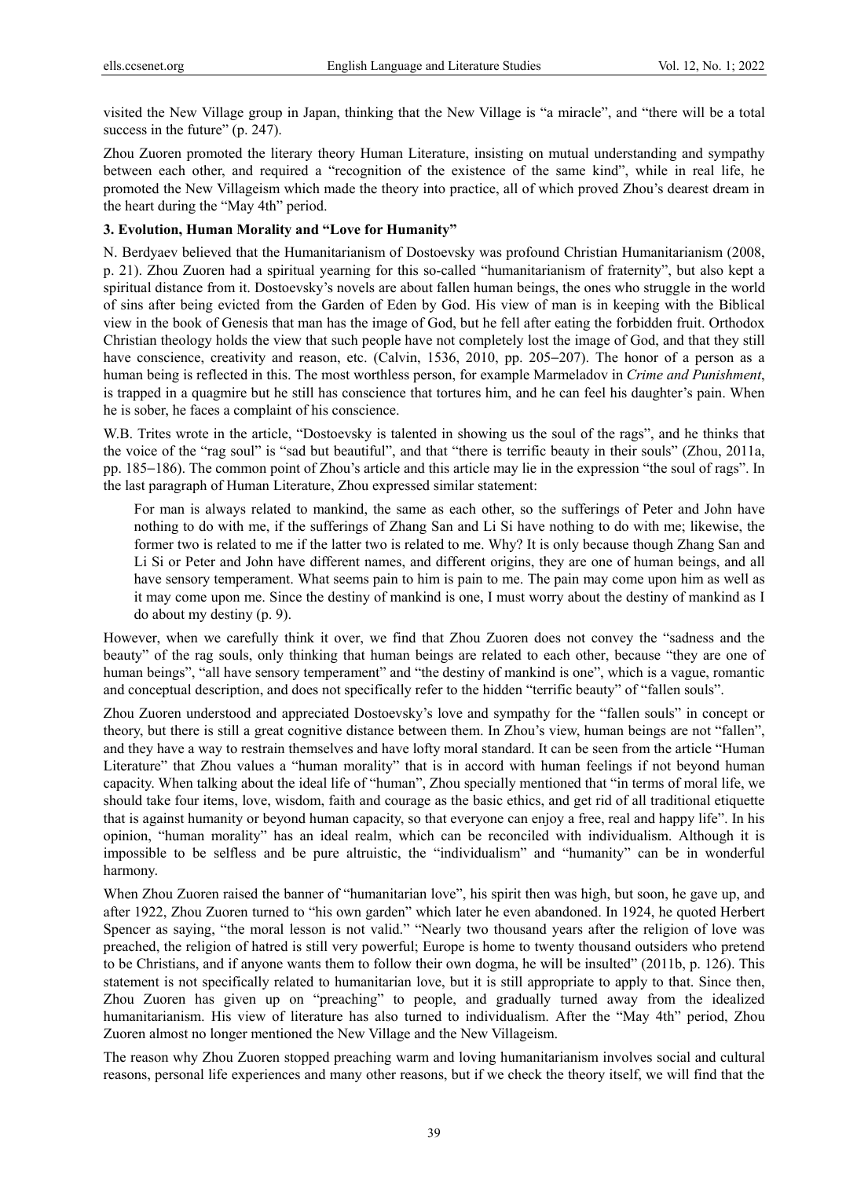visited the New Village group in Japan, thinking that the New Village is "a miracle", and "there will be a total success in the future" (p. 247).

Zhou Zuoren promoted the literary theory Human Literature, insisting on mutual understanding and sympathy between each other, and required a "recognition of the existence of the same kind", while in real life, he promoted the New Villageism which made the theory into practice, all of which proved Zhou's dearest dream in the heart during the "May 4th" period.

### 3. Evolution, Human Morality and "Love for Humanity"

N. Berdyaev believed that the Humanitarianism of Dostoevsky was profound Christian Humanitarianism (2008, p. 21). Zhou Zuoren had a spiritual yearning for this so-called "humanitarianism of fraternity", but also kept a spiritual distance from it. Dostoevsky's novels are about fallen human beings, the ones who struggle in the world of sins after being evicted from the Garden of Eden by God. His view of man is in keeping with the Biblical view in the book of Genesis that man has the image of God, but he fell after eating the forbidden fruit. Orthodox Christian theology holds the view that such people have not completely lost the image of God, and that they still have conscience, creativity and reason, etc. (Calvin, 1536, 2010, pp. 205–207). The honor of a person as a human being is reflected in this. The most worthless person, for example Marmeladov in *Crime and Punishment*, is trapped in a quagmire but he still has conscience that tortures him, and he can feel his daughter's pain. When he is sober, he faces a complaint of his conscience.

W.B. Trites wrote in the article, "Dostoevsky is talented in showing us the soul of the rags", and he thinks that the voice of the "rag soul" is "sad but beautiful", and that "there is terrific beauty in their souls" (Zhou, 2011a, pp. 185–186). The common point of Zhou's article and this article may lie in the expression "the soul of rags". In the last paragraph of Human Literature, Zhou expressed similar statement:

> For man is always related to mankind, the same as each other, so the sufferings of Peter and John have nothing to do with me, if the sufferings of Zhang San and Li Si have nothing to do with me; likewise, the former two is related to me if the latter two is related to me. Why? It is only because though Zhang San and Li Si or Peter and John have different names, and different origins, they are one of human beings, and all have sensory temperament. What seems pain to him is pain to me. The pain may come upon him as well as it may come upon me. Since the destiny of mankind is one, I must worry about the destiny of mankind as I do about my destiny (p. 9).

However, when we carefully think it over, we find that Zhou Zuoren does not convey the "sadness and the beauty" of the rag souls, only thinking that human beings are related to each other, because "they are one of human beings", "all have sensory temperament" and "the destiny of mankind is one", which is a vague, romantic and conceptual description, and does not specifically refer to the hidden "terrific beauty" of "fallen souls".

Zhou Zuoren understood and appreciated Dostoevsky's love and sympathy for the "fallen souls" in concept or theory, but there is still a great cognitive distance between them. In Zhou's view, human beings are not "fallen", and they have a way to restrain themselves and have lofty moral standard. It can be seen from the article "Human Literature" that Zhou values a "human morality" that is in accord with human feelings if not beyond human capacity. When talking about the ideal life of "human", Zhou specially mentioned that "in terms of moral life, we should take four items, love, wisdom, faith and courage as the basic ethics, and get rid of all traditional etiquette that is against humanity or beyond human capacity, so that everyone can enjoy a free, real and happy life". In his opinion, "human morality" has an ideal realm, which can be reconciled with individualism. Although it is impossible to be selfless and be pure altruistic, the "individualism" and "humanity" can be in wonderful harmony.

When Zhou Zuoren raised the banner of "humanitarian love", his spirit then was high, but soon, he gave up, and after 1922, Zhou Zuoren turned to "his own garden" which later he even abandoned. In 1924, he quoted Herbert Spencer as saying, "the moral lesson is not valid." "Nearly two thousand years after the religion of love was preached, the religion of hatred is still very powerful; Europe is home to twenty thousand outsiders who pretend to be Christians, and if anyone wants them to follow their own dogma, he will be insulted" (2011b, p. 126). This statement is not specifically related to humanitarian love, but it is still appropriate to apply to that. Since then, Zhou Zuoren has given up on "preaching" to people, and gradually turned away from the idealized humanitarianism. His view of literature has also turned to individualism. After the "May 4th" period, Zhou Zuoren almost no longer mentioned the New Village and the New Villageism.

The reason why Zhou Zuoren stopped preaching warm and loving humanitarianism involves social and cultural reasons, personal life experiences and many other reasons, but if we check the theory itself, we will find that the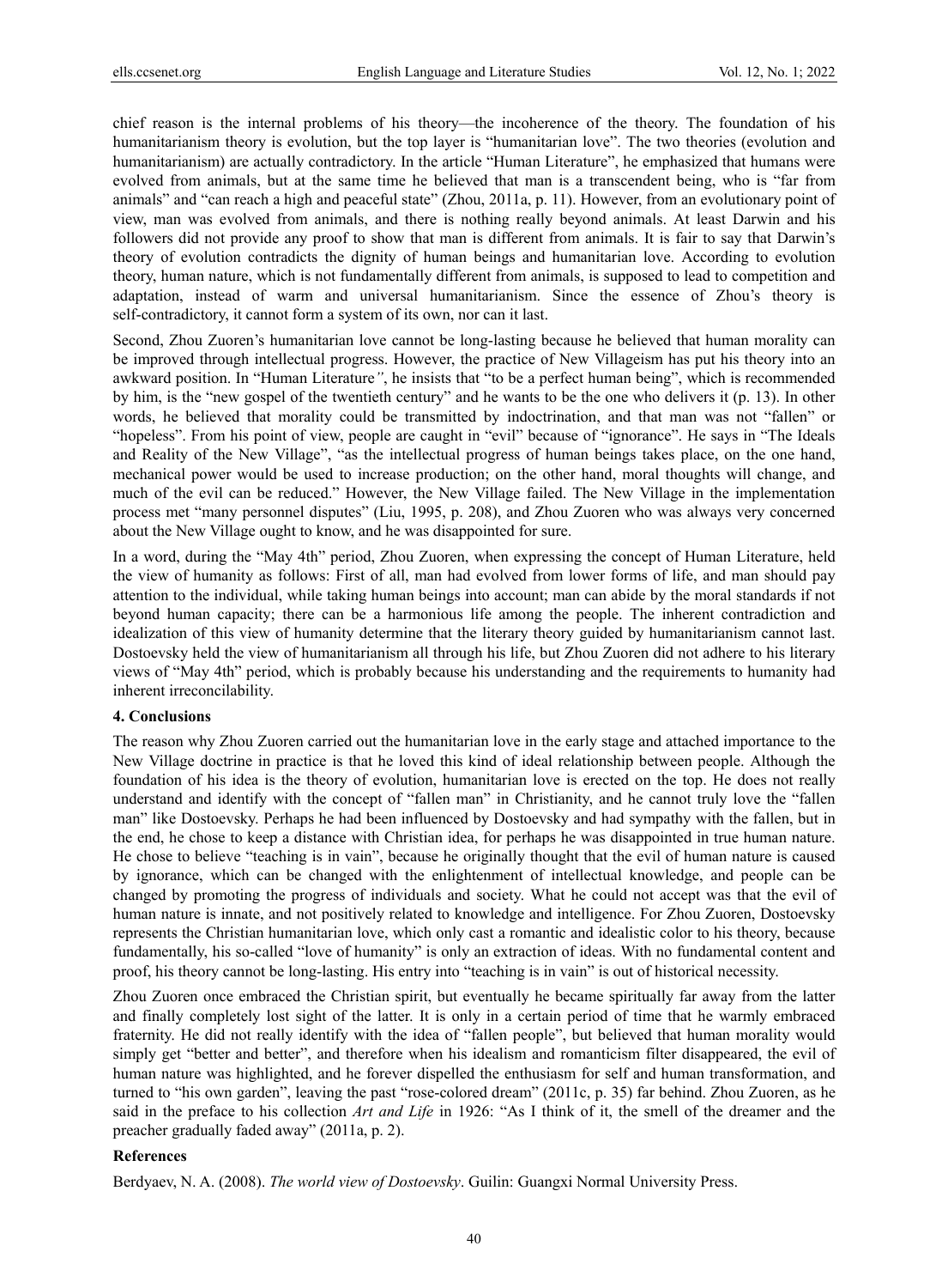chief reason is the internal problems of his theory—the incoherence of the theory. The foundation of his humanitarianism theory is evolution, but the top layer is "humanitarian love". The two theories (evolution and humanitarianism) are actually contradictory. In the article "Human Literature", he emphasized that humans were evolved from animals, but at the same time he believed that man is a transcendent being, who is "far from animals" and "can reach a high and peaceful state" (Zhou, 2011a, p. 11). However, from an evolutionary point of view, man was evolved from animals, and there is nothing really beyond animals. At least Darwin and his followers did not provide any proof to show that man is different from animals. It is fair to say that Darwin's theory of evolution contradicts the dignity of human beings and humanitarian love. According to evolution theory, human nature, which is not fundamentally different from animals, is supposed to lead to competition and adaptation, instead of warm and universal humanitarianism. Since the essence of Zhou's theory is self-contradictory, it cannot form a system of its own, nor can it last.

Second, Zhou Zuoren's humanitarian love cannot be long-lasting because he believed that human morality can be improved through intellectual progress. However, the practice of New Villageism has put his theory into an awkward position. In "Human Literature*"*, he insists that "to be a perfect human being", which is recommended by him, is the "new gospel of the twentieth century" and he wants to be the one who delivers it (p. 13). In other words, he believed that morality could be transmitted by indoctrination, and that man was not "fallen" or "hopeless". From his point of view, people are caught in "evil" because of "ignorance". He says in "The Ideals and Reality of the New Village", "as the intellectual progress of human beings takes place, on the one hand, mechanical power would be used to increase production; on the other hand, moral thoughts will change, and much of the evil can be reduced." However, the New Village failed. The New Village in the implementation process met "many personnel disputes" (Liu, 1995, p. 208), and Zhou Zuoren who was always very concerned about the New Village ought to know, and he was disappointed for sure.

In a word, during the "May 4th" period, Zhou Zuoren, when expressing the concept of Human Literature, held the view of humanity as follows: First of all, man had evolved from lower forms of life, and man should pay attention to the individual, while taking human beings into account; man can abide by the moral standards if not beyond human capacity; there can be a harmonious life among the people. The inherent contradiction and idealization of this view of humanity determine that the literary theory guided by humanitarianism cannot last. Dostoevsky held the view of humanitarianism all through his life, but Zhou Zuoren did not adhere to his literary views of "May 4th" period, which is probably because his understanding and the requirements to humanity had inherent irreconcilability.

## 4. Conclusions

The reason why Zhou Zuoren carried out the humanitarian love in the early stage and attached importance to the New Village doctrine in practice is that he loved this kind of ideal relationship between people. Although the foundation of his idea is the theory of evolution, humanitarian love is erected on the top. He does not really understand and identify with the concept of "fallen man" in Christianity, and he cannot truly love the "fallen man" like Dostoevsky. Perhaps he had been influenced by Dostoevsky and had sympathy with the fallen, but in the end, he chose to keep a distance with Christian idea, for perhaps he was disappointed in true human nature. He chose to believe "teaching is in vain", because he originally thought that the evil of human nature is caused by ignorance, which can be changed with the enlightenment of intellectual knowledge, and people can be changed by promoting the progress of individuals and society. What he could not accept was that the evil of human nature is innate, and not positively related to knowledge and intelligence. For Zhou Zuoren, Dostoevsky represents the Christian humanitarian love, which only cast a romantic and idealistic color to his theory, because fundamentally, his so-called "love of humanity" is only an extraction of ideas. With no fundamental content and proof, his theory cannot be long-lasting. His entry into "teaching is in vain" is out of historical necessity.

Zhou Zuoren once embraced the Christian spirit, but eventually he became spiritually far away from the latter and finally completely lost sight of the latter. It is only in a certain period of time that he warmly embraced fraternity. He did not really identify with the idea of "fallen people", but believed that human morality would simply get "better and better", and therefore when his idealism and romanticism filter disappeared, the evil of human nature was highlighted, and he forever dispelled the enthusiasm for self and human transformation, and turned to "his own garden", leaving the past "rose-colored dream" (2011c, p. 35) far behind. Zhou Zuoren, as he said in the preface to his collection *Art and Life* in 1926: "As I think of it, the smell of the dreamer and the preacher gradually faded away" (2011a, p. 2).

## References

Berdyaev, N. A. (2008). *The world view of Dostoevsky*. Guilin: Guangxi Normal University Press.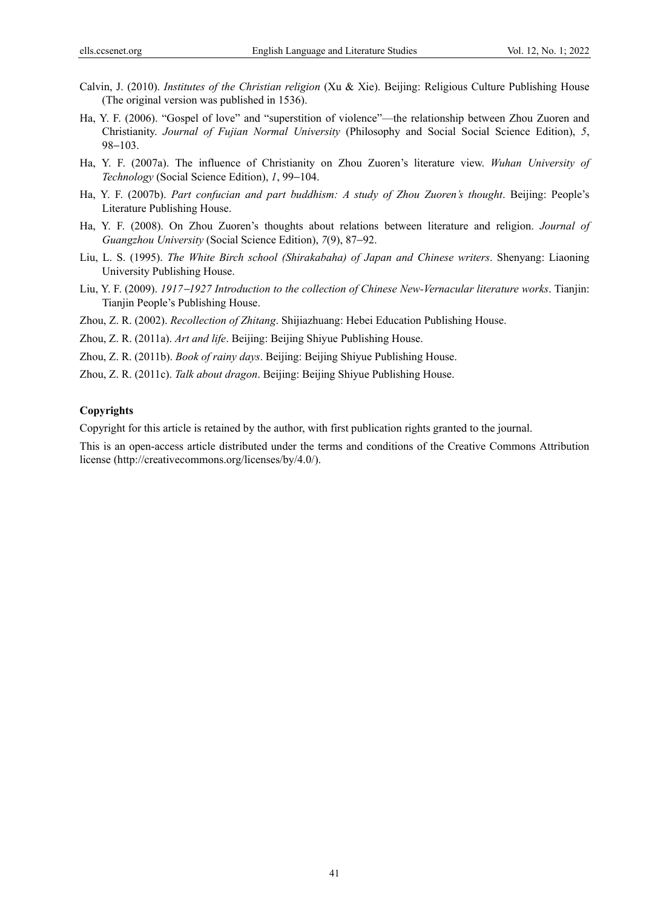Calvin, J. (2010). *Institutes of the Christian religion* (Xu & Xie). Beijing: Religious Culture Publishing House (The original version was published in 1536).

Ha, Y. F. (2006). "Gospel of love" and "superstition of violence"—the relationship between Zhou Zuoren and Christianity. *Journal of Fujian Normal University* (Philosophy and Social Social Science Edition), *5*, 98–103.

Ha, Y. F. (2007a). The influence of Christianity on Zhou Zuoren's literature view. *Wuhan University of Technology* (Social Science Edition), *1*, 99–104.

Ha, Y. F. (2007b). *Part confucian and part buddhism: A study of Zhou Zuoren's thought*. Beijing: People's Literature Publishing House.

Ha, Y. F. (2008). On Zhou Zuoren's thoughts about relations between literature and religion. *Journal of Guangzhou University* (Social Science Edition), *7*(9), 87–92.

Liu, L. S. (1995). *The White Birch school (Shirakabaha) of Japan and Chinese writers*. Shenyang: Liaoning University Publishing House.

Liu, Y. F. (2009). *1917–1927 Introduction to the collection of Chinese New-Vernacular literature works*. Tianjin: Tianjin People's Publishing House.

Zhou, Z. R. (2002). *Recollection of Zhitang*. Shijiazhuang: Hebei Education Publishing House.

Zhou, Z. R. (2011a). *Art and life*. Beijing: Beijing Shiyue Publishing House.

Zhou, Z. R. (2011b). *Book of rainy days*. Beijing: Beijing Shiyue Publishing House.

Zhou, Z. R. (2011c). *Talk about dragon*. Beijing: Beijing Shiyue Publishing House.

## Copyrights

Copyright for this article is retained by the author, with first publication rights granted to the journal.

This is an open-access article distributed under the terms and conditions of the Creative Commons Attribution license (http://creativecommons.org/licenses/by/4.0/).